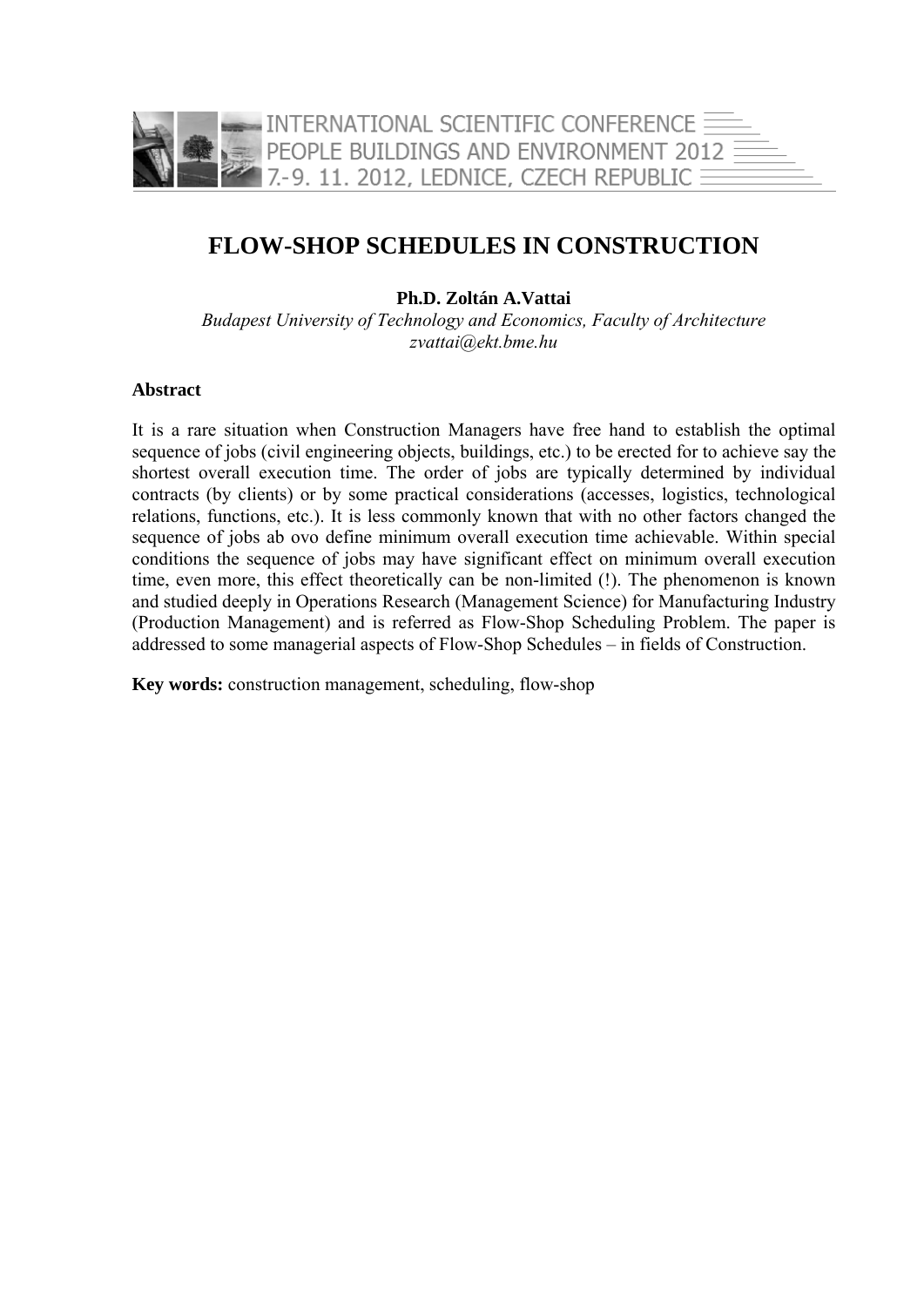# FLOW-SHOP SCHEDULES IN CONSTRUCTION

**Ph.D. Zoltán A.Vattai**

*Budapest University of Technology and Economics, Faculty of Architecture*
*zvattai@ekt.bme.hu*

**Abstract**

It is a rare situation when Construction Managers have free hand to establish the optimal sequence of jobs (civil engineering objects, buildings, etc.) to be erected for to achieve say the shortest overall execution time. The order of jobs are typically determined by individual contracts (by clients) or by some practical considerations (accesses, logistics, technological relations, functions, etc.). It is less commonly known that with no other factors changed the sequence of jobs ab ovo define minimum overall execution time achievable. Within special conditions the sequence of jobs may have significant effect on minimum overall execution time, even more, this effect theoretically can be non-limited (!). The phenomenon is known and studied deeply in Operations Research (Management Science) for Manufacturing Industry (Production Management) and is referred as Flow-Shop Scheduling Problem. The paper is addressed to some managerial aspects of Flow-Shop Schedules – in fields of Construction.

**Key words:** construction management, scheduling, flow-shop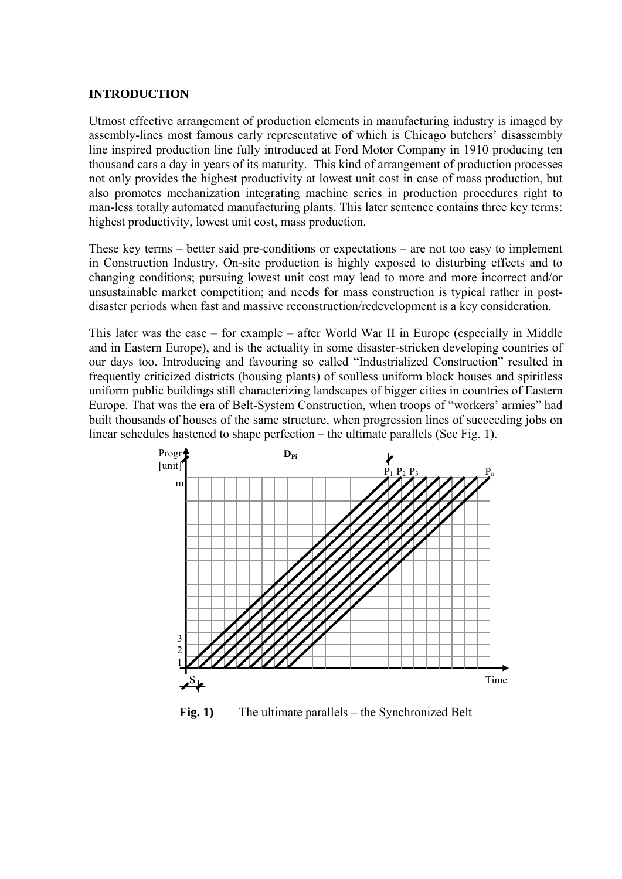## INTRODUCTION

Utmost effective arrangement of production elements in manufacturing industry is imaged by assembly-lines most famous early representative of which is Chicago butchers' disassembly line inspired production line fully introduced at Ford Motor Company in 1910 producing ten thousand cars a day in years of its maturity. This kind of arrangement of production processes not only provides the highest productivity at lowest unit cost in case of mass production, but also promotes mechanization integrating machine series in production procedures right to man-less totally automated manufacturing plants. This later sentence contains three key terms: highest productivity, lowest unit cost, mass production.

These key terms – better said pre-conditions or expectations – are not too easy to implement in Construction Industry. On-site production is highly exposed to disturbing effects and to changing conditions; pursuing lowest unit cost may lead to more and more incorrect and/or unsustainable market competition; and needs for mass construction is typical rather in post-disaster periods when fast and massive reconstruction/redevelopment is a key consideration.

This later was the case – for example – after World War II in Europe (especially in Middle and in Eastern Europe), and is the actuality in some disaster-stricken developing countries of our days too. Introducing and favouring so called "Industrialized Construction" resulted in frequently criticized districts (housing plants) of soulless uniform block houses and spiritless uniform public buildings still characterizing landscapes of bigger cities in countries of Eastern Europe. That was the era of Belt-System Construction, when troops of "workers' armies" had built thousands of houses of the same structure, when progression lines of succeeding jobs on linear schedules hastened to shape perfection – the ultimate parallels (See Fig. 1).

**Fig. 1)** The ultimate parallels – the Synchronized Belt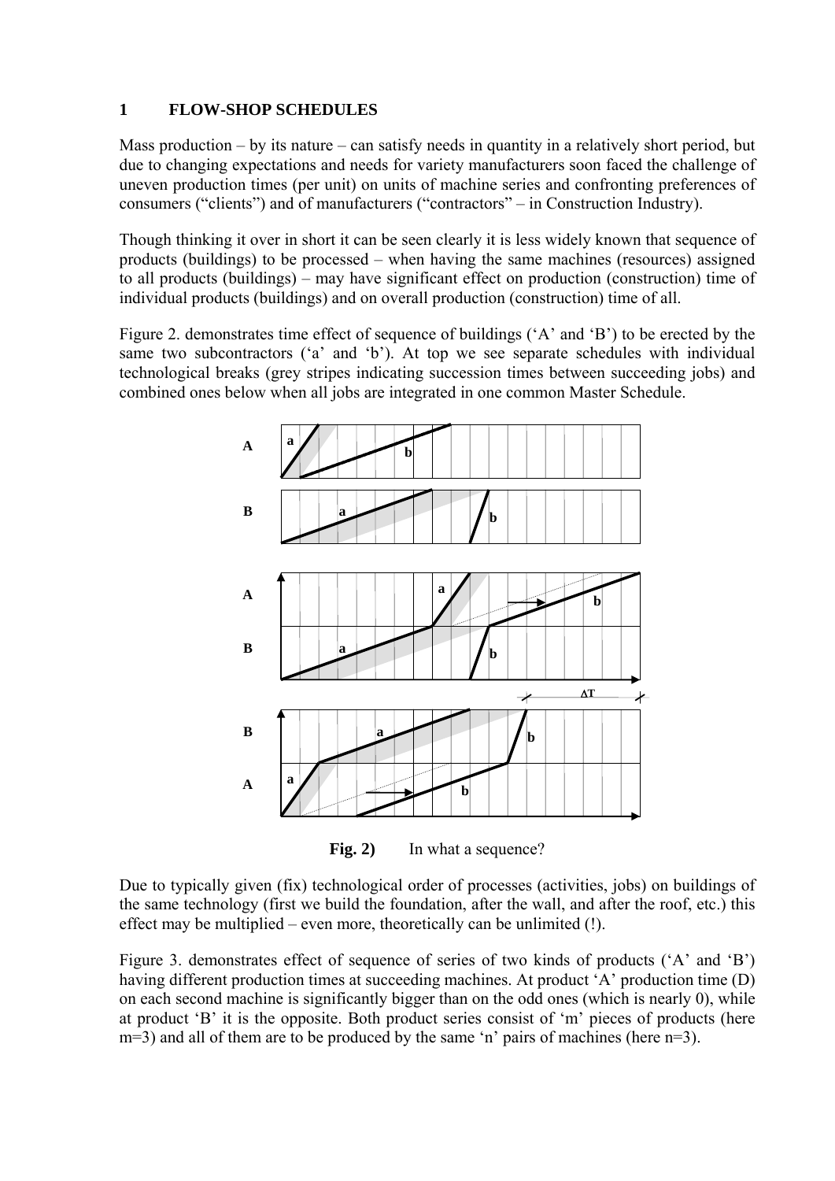## 1 FLOW-SHOP SCHEDULES

Mass production – by its nature – can satisfy needs in quantity in a relatively short period, but due to changing expectations and needs for variety manufacturers soon faced the challenge of uneven production times (per unit) on units of machine series and confronting preferences of consumers ("clients") and of manufacturers ("contractors" – in Construction Industry).

Though thinking it over in short it can be seen clearly it is less widely known that sequence of products (buildings) to be processed – when having the same machines (resources) assigned to all products (buildings) – may have significant effect on production (construction) time of individual products (buildings) and on overall production (construction) time of all.

Figure 2. demonstrates time effect of sequence of buildings ('A' and 'B') to be erected by the same two subcontractors ('a' and 'b'). At top we see separate schedules with individual technological breaks (grey stripes indicating succession times between succeeding jobs) and combined ones below when all jobs are integrated in one common Master Schedule.

**Fig. 2)** In what a sequence?

Due to typically given (fix) technological order of processes (activities, jobs) on buildings of the same technology (first we build the foundation, after the wall, and after the roof, etc.) this effect may be multiplied – even more, theoretically can be unlimited (!).

Figure 3. demonstrates effect of sequence of series of two kinds of products ('A' and 'B') having different production times at succeeding machines. At product 'A' production time (D) on each second machine is significantly bigger than on the odd ones (which is nearly 0), while at product 'B' it is the opposite. Both product series consist of 'm' pieces of products (here m=3) and all of them are to be produced by the same 'n' pairs of machines (here n=3).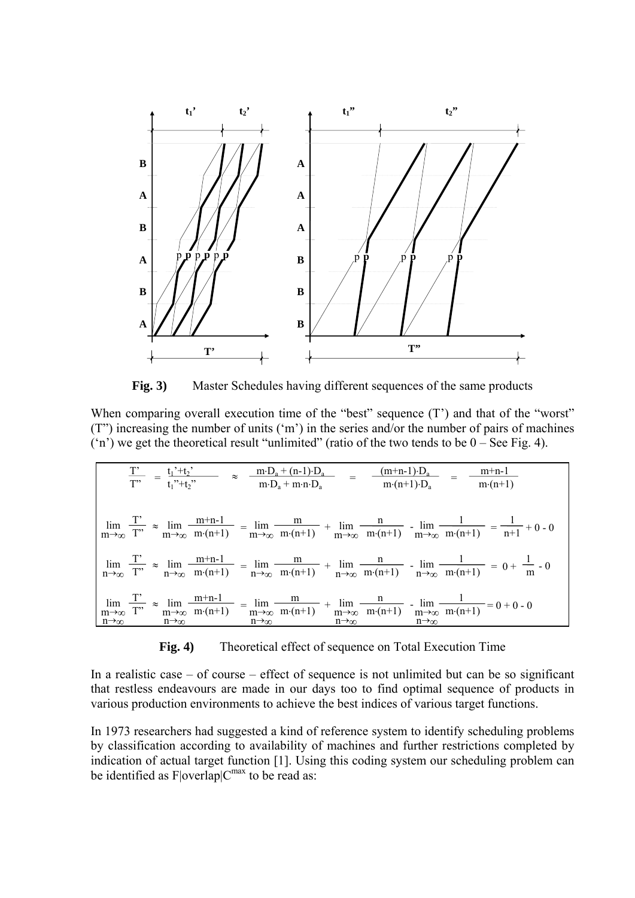**Fig. 3)** Master Schedules having different sequences of the same products

When comparing overall execution time of the "best" sequence (T') and that of the "worst" (T") increasing the number of units ('m') in the series and/or the number of pairs of machines ('n') we get the theoretical result "unlimited" (ratio of the two tends to be 0 – See Fig. 4).

$$\frac{T'}{T''} = \frac{t_1' + t_2'}{t_1'' + t_2''} \approx \frac{m \cdot D_a + (n-1) \cdot D_a}{m \cdot D_a + m \cdot n \cdot D_a} = \frac{(m+n-1) \cdot D_a}{m \cdot (n+1) \cdot D_a} = \frac{m+n-1}{m \cdot (n+1)}$$

$$\lim_{m\to\infty} \frac{T'}{T''} \approx \lim_{m\to\infty} \frac{m+n-1}{m \cdot (n+1)} = \lim_{m\to\infty} \frac{m}{m \cdot (n+1)} + \lim_{m\to\infty} \frac{n}{m \cdot (n+1)} - \lim_{m\to\infty} \frac{1}{m \cdot (n+1)} = \frac{1}{n+1} + 0 - 0$$

$$\lim_{n\to\infty} \frac{T'}{T''} \approx \lim_{n\to\infty} \frac{m+n-1}{m \cdot (n+1)} = \lim_{n\to\infty} \frac{m}{m \cdot (n+1)} + \lim_{n\to\infty} \frac{n}{m \cdot (n+1)} - \lim_{n\to\infty} \frac{1}{m \cdot (n+1)} = 0 + \frac{1}{m} - 0$$

$$\lim_{\substack{m\to\infty \\ n\to\infty}} \frac{T'}{T''} \approx \lim_{\substack{m\to\infty \\ n\to\infty}} \frac{m+n-1}{m \cdot (n+1)} = \lim_{\substack{m\to\infty \\ n\to\infty}} \frac{m}{m \cdot (n+1)} + \lim_{\substack{m\to\infty \\ n\to\infty}} \frac{n}{m \cdot (n+1)} - \lim_{\substack{m\to\infty \\ n\to\infty}} \frac{1}{m \cdot (n+1)} = 0 + 0 - 0$$

**Fig. 4)** Theoretical effect of sequence on Total Execution Time

In a realistic case – of course – effect of sequence is not unlimited but can be so significant that restless endeavours are made in our days too to find optimal sequence of products in various production environments to achieve the best indices of various target functions.

In 1973 researchers had suggested a kind of reference system to identify scheduling problems by classification according to availability of machines and further restrictions completed by indication of actual target function [1]. Using this coding system our scheduling problem can be identified as F|overlap|$C^{max}$ to be read as: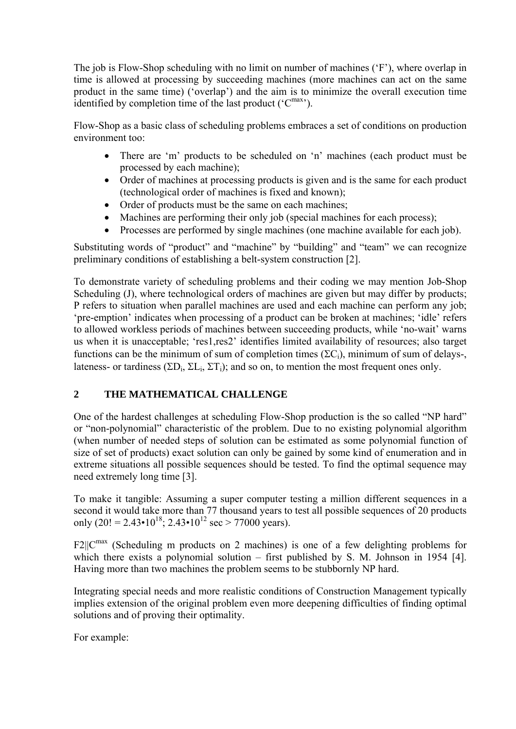The job is Flow-Shop scheduling with no limit on number of machines ('F'), where overlap in time is allowed at processing by succeeding machines (more machines can act on the same product in the same time) ('overlap') and the aim is to minimize the overall execution time identified by completion time of the last product ('$C^{max}$').

Flow-Shop as a basic class of scheduling problems embraces a set of conditions on production environment too:

- There are 'm' products to be scheduled on 'n' machines (each product must be processed by each machine);
- Order of machines at processing products is given and is the same for each product (technological order of machines is fixed and known);
- Order of products must be the same on each machines;
- Machines are performing their only job (special machines for each process);
- Processes are performed by single machines (one machine available for each job).

Substituting words of "product" and "machine" by "building" and "team" we can recognize preliminary conditions of establishing a belt-system construction [2].

To demonstrate variety of scheduling problems and their coding we may mention Job-Shop Scheduling (J), where technological orders of machines are given but may differ by products; P refers to situation when parallel machines are used and each machine can perform any job; 'pre-emption' indicates when processing of a product can be broken at machines; 'idle' refers to allowed workless periods of machines between succeeding products, while 'no-wait' warns us when it is unacceptable; 'res1,res2' identifies limited availability of resources; also target functions can be the minimum of sum of completion times ($\Sigma C_i$), minimum of sum of delays-, lateness- or tardiness ($\Sigma D_i$, $\Sigma L_i$, $\Sigma T_i$); and so on, to mention the most frequent ones only.

## 2 THE MATHEMATICAL CHALLENGE

One of the hardest challenges at scheduling Flow-Shop production is the so called "NP hard" or "non-polynomial" characteristic of the problem. Due to no existing polynomial algorithm (when number of needed steps of solution can be estimated as some polynomial function of size of set of products) exact solution can only be gained by some kind of enumeration and in extreme situations all possible sequences should be tested. To find the optimal sequence may need extremely long time [3].

To make it tangible: Assuming a super computer testing a million different sequences in a second it would take more than 77 thousand years to test all possible sequences of 20 products only ($20! = 2.43 \cdot 10^{18}$; $2.43 \cdot 10^{12}$ sec > 77000 years).

$F2||C^{max}$ (Scheduling m products on 2 machines) is one of a few delighting problems for which there exists a polynomial solution – first published by S. M. Johnson in 1954 [4]. Having more than two machines the problem seems to be stubbornly NP hard.

Integrating special needs and more realistic conditions of Construction Management typically implies extension of the original problem even more deepening difficulties of finding optimal solutions and of proving their optimality.

For example: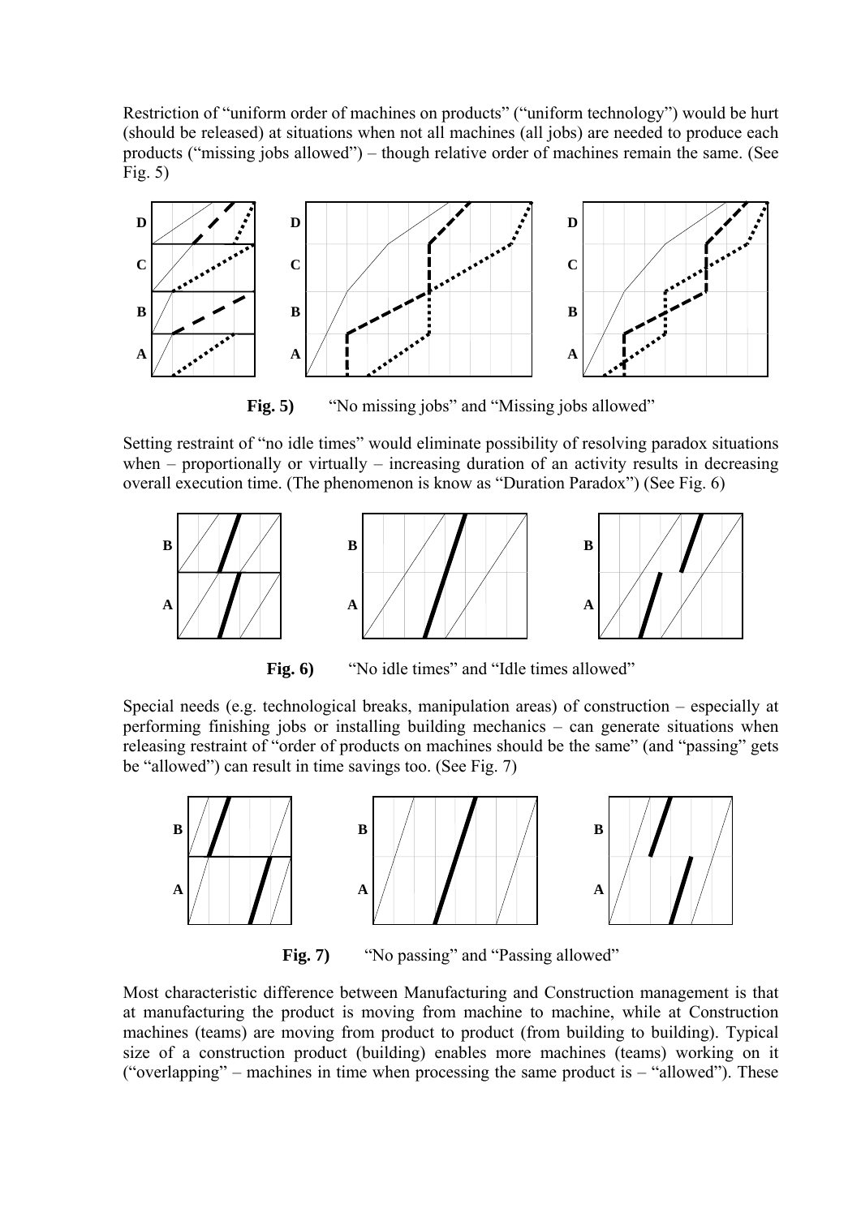Restriction of "uniform order of machines on products" ("uniform technology") would be hurt (should be released) at situations when not all machines (all jobs) are needed to produce each products ("missing jobs allowed") – though relative order of machines remain the same. (See Fig. 5)

**Fig. 5)** "No missing jobs" and "Missing jobs allowed"

Setting restraint of "no idle times" would eliminate possibility of resolving paradox situations when – proportionally or virtually – increasing duration of an activity results in decreasing overall execution time. (The phenomenon is know as "Duration Paradox") (See Fig. 6)

**Fig. 6)** "No idle times" and "Idle times allowed"

Special needs (e.g. technological breaks, manipulation areas) of construction – especially at performing finishing jobs or installing building mechanics – can generate situations when releasing restraint of "order of products on machines should be the same" (and "passing" gets be "allowed") can result in time savings too. (See Fig. 7)

**Fig. 7)** "No passing" and "Passing allowed"

Most characteristic difference between Manufacturing and Construction management is that at manufacturing the product is moving from machine to machine, while at Construction machines (teams) are moving from product to product (from building to building). Typical size of a construction product (building) enables more machines (teams) working on it ("overlapping" – machines in time when processing the same product is – "allowed"). These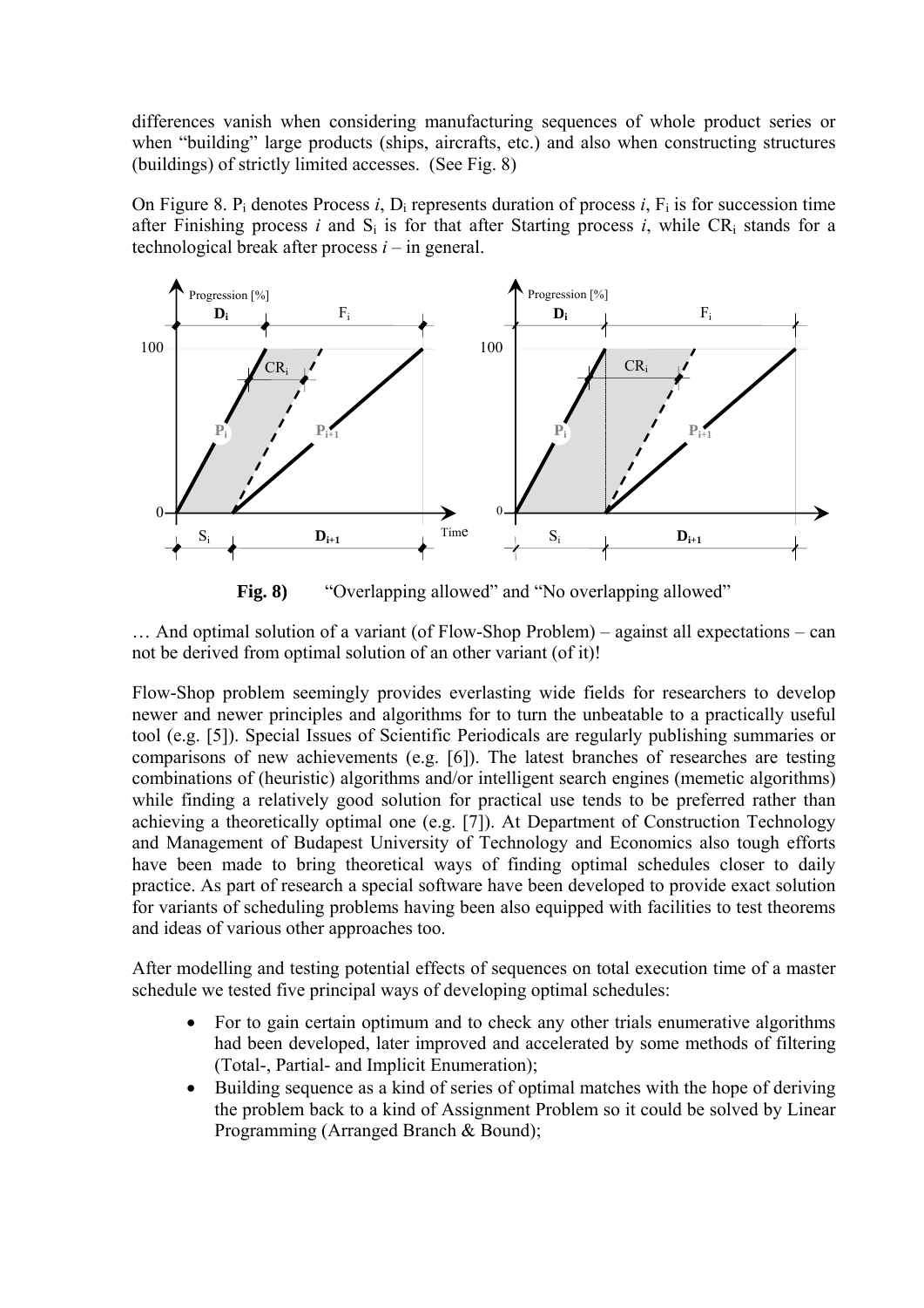differences vanish when considering manufacturing sequences of whole product series or when "building" large products (ships, aircrafts, etc.) and also when constructing structures (buildings) of strictly limited accesses. (See Fig. 8)

On Figure 8. $P_i$ denotes Process *i*, $D_i$ represents duration of process *i*, $F_i$ is for succession time after Finishing process *i* and $S_i$ is for that after Starting process *i*, while $CR_i$ stands for a technological break after process *i* – in general.

**Fig. 8)** "Overlapping allowed" and "No overlapping allowed"

… And optimal solution of a variant (of Flow-Shop Problem) – against all expectations – can not be derived from optimal solution of an other variant (of it)!

Flow-Shop problem seemingly provides everlasting wide fields for researchers to develop newer and newer principles and algorithms for to turn the unbeatable to a practically useful tool (e.g. [5]). Special Issues of Scientific Periodicals are regularly publishing summaries or comparisons of new achievements (e.g. [6]). The latest branches of researches are testing combinations of (heuristic) algorithms and/or intelligent search engines (memetic algorithms) while finding a relatively good solution for practical use tends to be preferred rather than achieving a theoretically optimal one (e.g. [7]). At Department of Construction Technology and Management of Budapest University of Technology and Economics also tough efforts have been made to bring theoretical ways of finding optimal schedules closer to daily practice. As part of research a special software have been developed to provide exact solution for variants of scheduling problems having been also equipped with facilities to test theorems and ideas of various other approaches too.

After modelling and testing potential effects of sequences on total execution time of a master schedule we tested five principal ways of developing optimal schedules:

- For to gain certain optimum and to check any other trials enumerative algorithms had been developed, later improved and accelerated by some methods of filtering (Total-, Partial- and Implicit Enumeration);
- Building sequence as a kind of series of optimal matches with the hope of deriving the problem back to a kind of Assignment Problem so it could be solved by Linear Programming (Arranged Branch & Bound);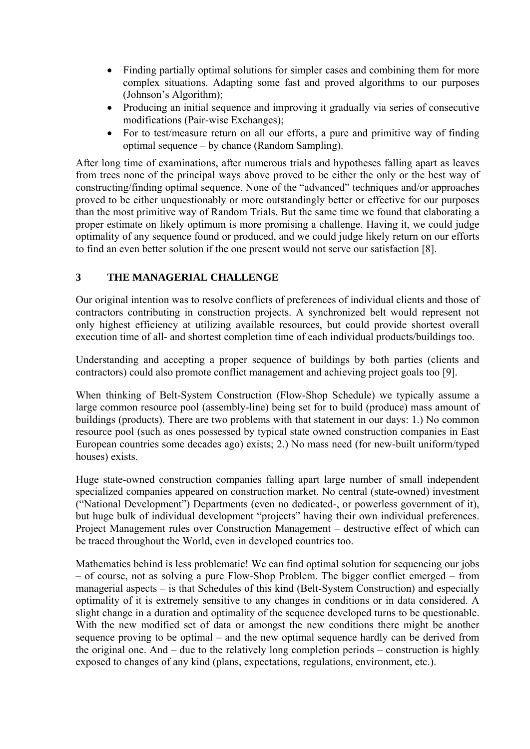- Finding partially optimal solutions for simpler cases and combining them for more complex situations. Adapting some fast and proved algorithms to our purposes (Johnson's Algorithm);
- Producing an initial sequence and improving it gradually via series of consecutive modifications (Pair-wise Exchanges);
- For to test/measure return on all our efforts, a pure and primitive way of finding optimal sequence – by chance (Random Sampling).

After long time of examinations, after numerous trials and hypotheses falling apart as leaves from trees none of the principal ways above proved to be either the only or the best way of constructing/finding optimal sequence. None of the "advanced" techniques and/or approaches proved to be either unquestionably or more outstandingly better or effective for our purposes than the most primitive way of Random Trials. But the same time we found that elaborating a proper estimate on likely optimum is more promising a challenge. Having it, we could judge optimality of any sequence found or produced, and we could judge likely return on our efforts to find an even better solution if the one present would not serve our satisfaction [8].

## 3 THE MANAGERIAL CHALLENGE

Our original intention was to resolve conflicts of preferences of individual clients and those of contractors contributing in construction projects. A synchronized belt would represent not only highest efficiency at utilizing available resources, but could provide shortest overall execution time of all- and shortest completion time of each individual products/buildings too.

Understanding and accepting a proper sequence of buildings by both parties (clients and contractors) could also promote conflict management and achieving project goals too [9].

When thinking of Belt-System Construction (Flow-Shop Schedule) we typically assume a large common resource pool (assembly-line) being set for to build (produce) mass amount of buildings (products). There are two problems with that statement in our days: 1.) No common resource pool (such as ones possessed by typical state owned construction companies in East European countries some decades ago) exists; 2.) No mass need (for new-built uniform/typed houses) exists.

Huge state-owned construction companies falling apart large number of small independent specialized companies appeared on construction market. No central (state-owned) investment ("National Development") Departments (even no dedicated-, or powerless government of it), but huge bulk of individual development "projects" having their own individual preferences. Project Management rules over Construction Management – destructive effect of which can be traced throughout the World, even in developed countries too.

Mathematics behind is less problematic! We can find optimal solution for sequencing our jobs – of course, not as solving a pure Flow-Shop Problem. The bigger conflict emerged – from managerial aspects – is that Schedules of this kind (Belt-System Construction) and especially optimality of it is extremely sensitive to any changes in conditions or in data considered. A slight change in a duration and optimality of the sequence developed turns to be questionable. With the new modified set of data or amongst the new conditions there might be another sequence proving to be optimal – and the new optimal sequence hardly can be derived from the original one. And – due to the relatively long completion periods – construction is highly exposed to changes of any kind (plans, expectations, regulations, environment, etc.).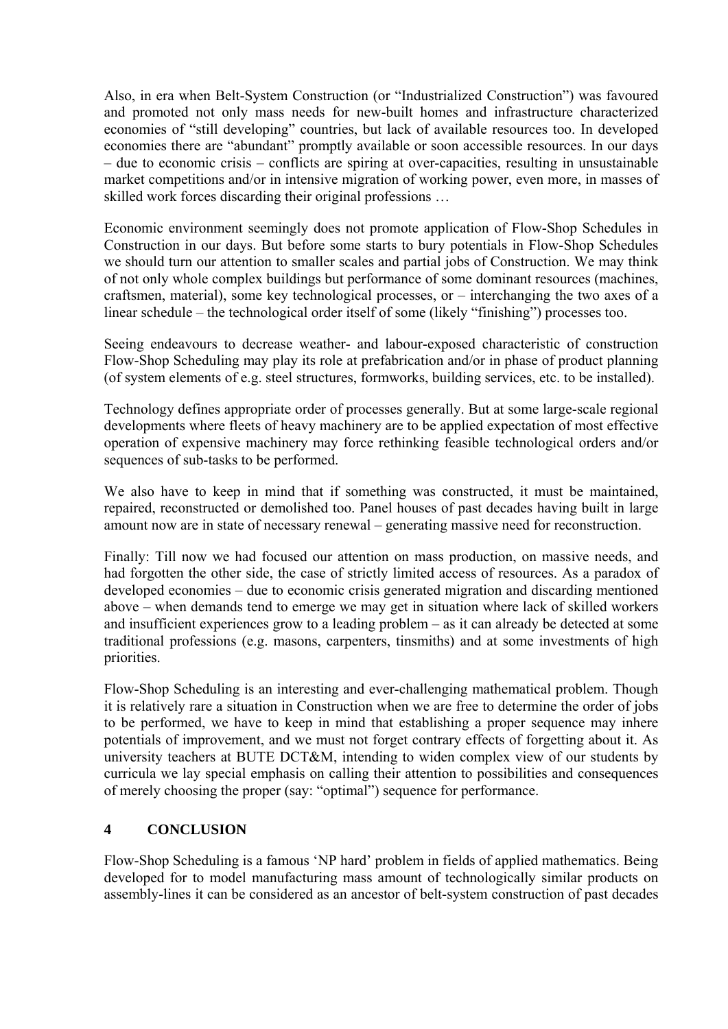Also, in era when Belt-System Construction (or "Industrialized Construction") was favoured and promoted not only mass needs for new-built homes and infrastructure characterized economies of "still developing" countries, but lack of available resources too. In developed economies there are "abundant" promptly available or soon accessible resources. In our days – due to economic crisis – conflicts are spiring at over-capacities, resulting in unsustainable market competitions and/or in intensive migration of working power, even more, in masses of skilled work forces discarding their original professions …

Economic environment seemingly does not promote application of Flow-Shop Schedules in Construction in our days. But before some starts to bury potentials in Flow-Shop Schedules we should turn our attention to smaller scales and partial jobs of Construction. We may think of not only whole complex buildings but performance of some dominant resources (machines, craftsmen, material), some key technological processes, or – interchanging the two axes of a linear schedule – the technological order itself of some (likely "finishing") processes too.

Seeing endeavours to decrease weather- and labour-exposed characteristic of construction Flow-Shop Scheduling may play its role at prefabrication and/or in phase of product planning (of system elements of e.g. steel structures, formworks, building services, etc. to be installed).

Technology defines appropriate order of processes generally. But at some large-scale regional developments where fleets of heavy machinery are to be applied expectation of most effective operation of expensive machinery may force rethinking feasible technological orders and/or sequences of sub-tasks to be performed.

We also have to keep in mind that if something was constructed, it must be maintained, repaired, reconstructed or demolished too. Panel houses of past decades having built in large amount now are in state of necessary renewal – generating massive need for reconstruction.

Finally: Till now we had focused our attention on mass production, on massive needs, and had forgotten the other side, the case of strictly limited access of resources. As a paradox of developed economies – due to economic crisis generated migration and discarding mentioned above – when demands tend to emerge we may get in situation where lack of skilled workers and insufficient experiences grow to a leading problem – as it can already be detected at some traditional professions (e.g. masons, carpenters, tinsmiths) and at some investments of high priorities.

Flow-Shop Scheduling is an interesting and ever-challenging mathematical problem. Though it is relatively rare a situation in Construction when we are free to determine the order of jobs to be performed, we have to keep in mind that establishing a proper sequence may inhere potentials of improvement, and we must not forget contrary effects of forgetting about it. As university teachers at BUTE DCT&M, intending to widen complex view of our students by curricula we lay special emphasis on calling their attention to possibilities and consequences of merely choosing the proper (say: "optimal") sequence for performance.

## 4 CONCLUSION

Flow-Shop Scheduling is a famous 'NP hard' problem in fields of applied mathematics. Being developed for to model manufacturing mass amount of technologically similar products on assembly-lines it can be considered as an ancestor of belt-system construction of past decades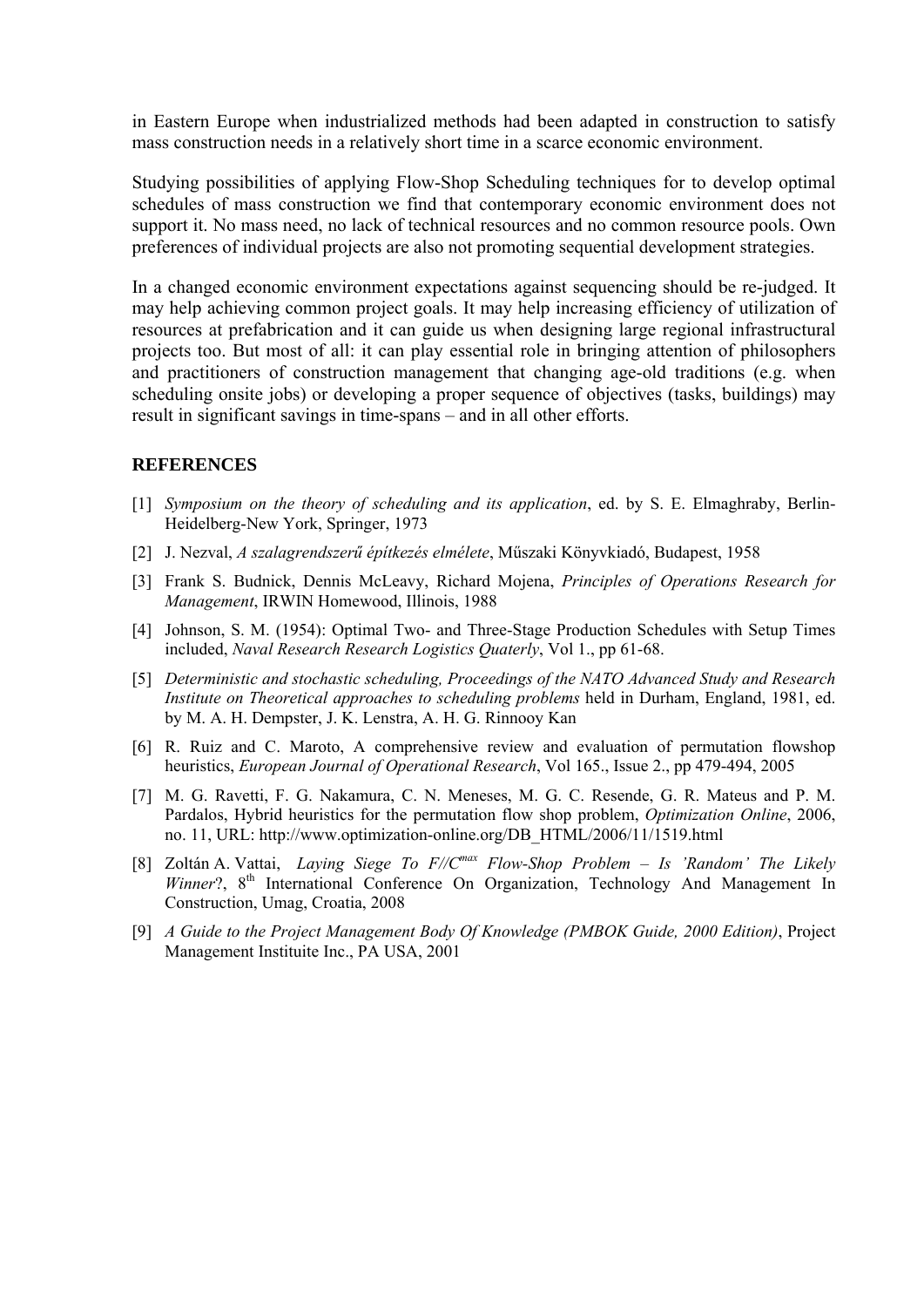in Eastern Europe when industrialized methods had been adapted in construction to satisfy mass construction needs in a relatively short time in a scarce economic environment.

Studying possibilities of applying Flow-Shop Scheduling techniques for to develop optimal schedules of mass construction we find that contemporary economic environment does not support it. No mass need, no lack of technical resources and no common resource pools. Own preferences of individual projects are also not promoting sequential development strategies.

In a changed economic environment expectations against sequencing should be re-judged. It may help achieving common project goals. It may help increasing efficiency of utilization of resources at prefabrication and it can guide us when designing large regional infrastructural projects too. But most of all: it can play essential role in bringing attention of philosophers and practitioners of construction management that changing age-old traditions (e.g. when scheduling onsite jobs) or developing a proper sequence of objectives (tasks, buildings) may result in significant savings in time-spans – and in all other efforts.

## REFERENCES

[1] *Symposium on the theory of scheduling and its application*, ed. by S. E. Elmaghraby, Berlin-Heidelberg-New York, Springer, 1973

[2] J. Nezval, *A szalagrendszerű építkezés elmélete*, Műszaki Könyvkiadó, Budapest, 1958

[3] Frank S. Budnick, Dennis McLeavy, Richard Mojena, *Principles of Operations Research for Management*, IRWIN Homewood, Illinois, 1988

[4] Johnson, S. M. (1954): Optimal Two- and Three-Stage Production Schedules with Setup Times included, *Naval Research Research Logistics Quaterly*, Vol 1., pp 61-68.

[5] *Deterministic and stochastic scheduling, Proceedings of the NATO Advanced Study and Research Institute on Theoretical approaches to scheduling problems* held in Durham, England, 1981, ed. by M. A. H. Dempster, J. K. Lenstra, A. H. G. Rinnooy Kan

[6] R. Ruiz and C. Maroto, A comprehensive review and evaluation of permutation flowshop heuristics, *European Journal of Operational Research*, Vol 165., Issue 2., pp 479-494, 2005

[7] M. G. Ravetti, F. G. Nakamura, C. N. Meneses, M. G. C. Resende, G. R. Mateus and P. M. Pardalos, Hybrid heuristics for the permutation flow shop problem, *Optimization Online*, 2006, no. 11, URL: http://www.optimization-online.org/DB_HTML/2006/11/1519.html

[8] Zoltán A. Vattai, *Laying Siege To $F//C^{max}$ Flow-Shop Problem – Is 'Random' The Likely Winner*?, 8th International Conference On Organization, Technology And Management In Construction, Umag, Croatia, 2008

[9] *A Guide to the Project Management Body Of Knowledge (PMBOK Guide, 2000 Edition)*, Project Management Instituite Inc., PA USA, 2001